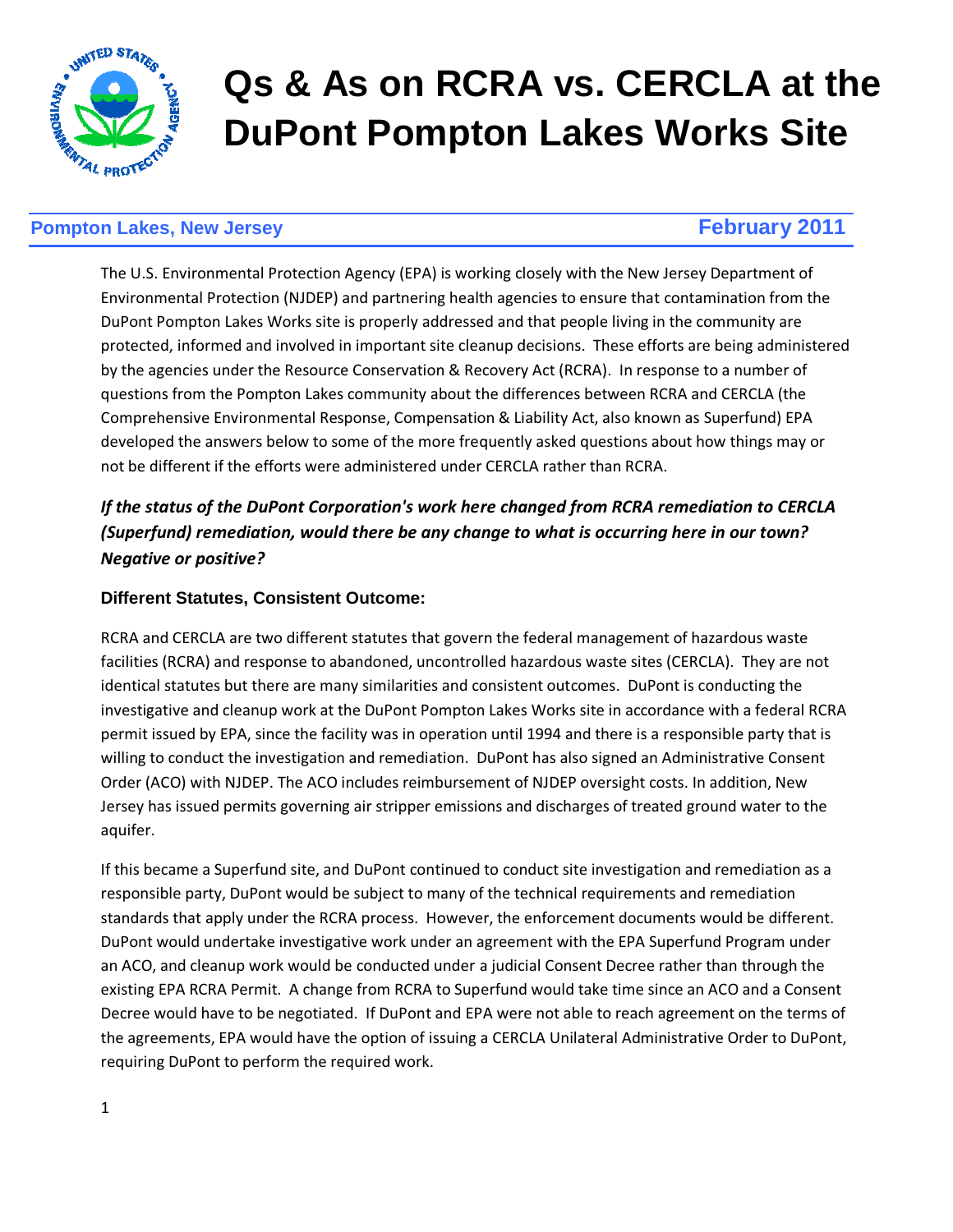# Qs & As on RCRA vs. CERCLA at the DuPont Pompton Lakes Works Site

**Pompton Lakes, New Jersey** **February 2011**

The U.S. Environmental Protection Agency (EPA) is working closely with the New Jersey Department of Environmental Protection (NJDEP) and partnering health agencies to ensure that contamination from the DuPont Pompton Lakes Works site is properly addressed and that people living in the community are protected, informed and involved in important site cleanup decisions. These efforts are being administered by the agencies under the Resource Conservation & Recovery Act (RCRA). In response to a number of questions from the Pompton Lakes community about the differences between RCRA and CERCLA (the Comprehensive Environmental Response, Compensation & Liability Act, also known as Superfund) EPA developed the answers below to some of the more frequently asked questions about how things may or not be different if the efforts were administered under CERCLA rather than RCRA.

***If the status of the DuPont Corporation's work here changed from RCRA remediation to CERCLA (Superfund) remediation, would there be any change to what is occurring here in our town? Negative or positive?***

### Different Statutes, Consistent Outcome:

RCRA and CERCLA are two different statutes that govern the federal management of hazardous waste facilities (RCRA) and response to abandoned, uncontrolled hazardous waste sites (CERCLA). They are not identical statutes but there are many similarities and consistent outcomes. DuPont is conducting the investigative and cleanup work at the DuPont Pompton Lakes Works site in accordance with a federal RCRA permit issued by EPA, since the facility was in operation until 1994 and there is a responsible party that is willing to conduct the investigation and remediation. DuPont has also signed an Administrative Consent Order (ACO) with NJDEP. The ACO includes reimbursement of NJDEP oversight costs. In addition, New Jersey has issued permits governing air stripper emissions and discharges of treated ground water to the aquifer.

If this became a Superfund site, and DuPont continued to conduct site investigation and remediation as a responsible party, DuPont would be subject to many of the technical requirements and remediation standards that apply under the RCRA process. However, the enforcement documents would be different. DuPont would undertake investigative work under an agreement with the EPA Superfund Program under an ACO, and cleanup work would be conducted under a judicial Consent Decree rather than through the existing EPA RCRA Permit. A change from RCRA to Superfund would take time since an ACO and a Consent Decree would have to be negotiated. If DuPont and EPA were not able to reach agreement on the terms of the agreements, EPA would have the option of issuing a CERCLA Unilateral Administrative Order to DuPont, requiring DuPont to perform the required work.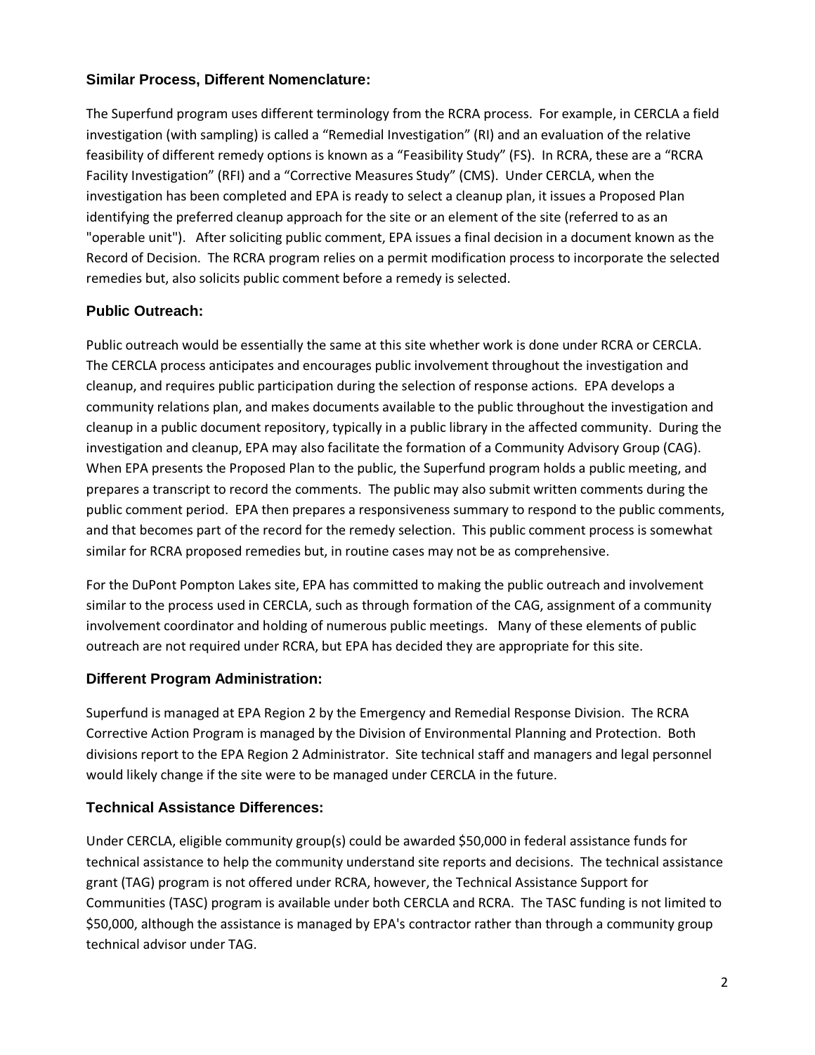### Similar Process, Different Nomenclature:

The Superfund program uses different terminology from the RCRA process. For example, in CERCLA a field investigation (with sampling) is called a "Remedial Investigation" (RI) and an evaluation of the relative feasibility of different remedy options is known as a "Feasibility Study" (FS). In RCRA, these are a "RCRA Facility Investigation" (RFI) and a "Corrective Measures Study" (CMS). Under CERCLA, when the investigation has been completed and EPA is ready to select a cleanup plan, it issues a Proposed Plan identifying the preferred cleanup approach for the site or an element of the site (referred to as an "operable unit"). After soliciting public comment, EPA issues a final decision in a document known as the Record of Decision. The RCRA program relies on a permit modification process to incorporate the selected remedies but, also solicits public comment before a remedy is selected.

### Public Outreach:

Public outreach would be essentially the same at this site whether work is done under RCRA or CERCLA. The CERCLA process anticipates and encourages public involvement throughout the investigation and cleanup, and requires public participation during the selection of response actions. EPA develops a community relations plan, and makes documents available to the public throughout the investigation and cleanup in a public document repository, typically in a public library in the affected community. During the investigation and cleanup, EPA may also facilitate the formation of a Community Advisory Group (CAG). When EPA presents the Proposed Plan to the public, the Superfund program holds a public meeting, and prepares a transcript to record the comments. The public may also submit written comments during the public comment period. EPA then prepares a responsiveness summary to respond to the public comments, and that becomes part of the record for the remedy selection. This public comment process is somewhat similar for RCRA proposed remedies but, in routine cases may not be as comprehensive.

For the DuPont Pompton Lakes site, EPA has committed to making the public outreach and involvement similar to the process used in CERCLA, such as through formation of the CAG, assignment of a community involvement coordinator and holding of numerous public meetings. Many of these elements of public outreach are not required under RCRA, but EPA has decided they are appropriate for this site.

### Different Program Administration:

Superfund is managed at EPA Region 2 by the Emergency and Remedial Response Division. The RCRA Corrective Action Program is managed by the Division of Environmental Planning and Protection. Both divisions report to the EPA Region 2 Administrator. Site technical staff and managers and legal personnel would likely change if the site were to be managed under CERCLA in the future.

### Technical Assistance Differences:

Under CERCLA, eligible community group(s) could be awarded $50,000 in federal assistance funds for technical assistance to help the community understand site reports and decisions. The technical assistance grant (TAG) program is not offered under RCRA, however, the Technical Assistance Support for Communities (TASC) program is available under both CERCLA and RCRA. The TASC funding is not limited to $50,000, although the assistance is managed by EPA's contractor rather than through a community group technical advisor under TAG.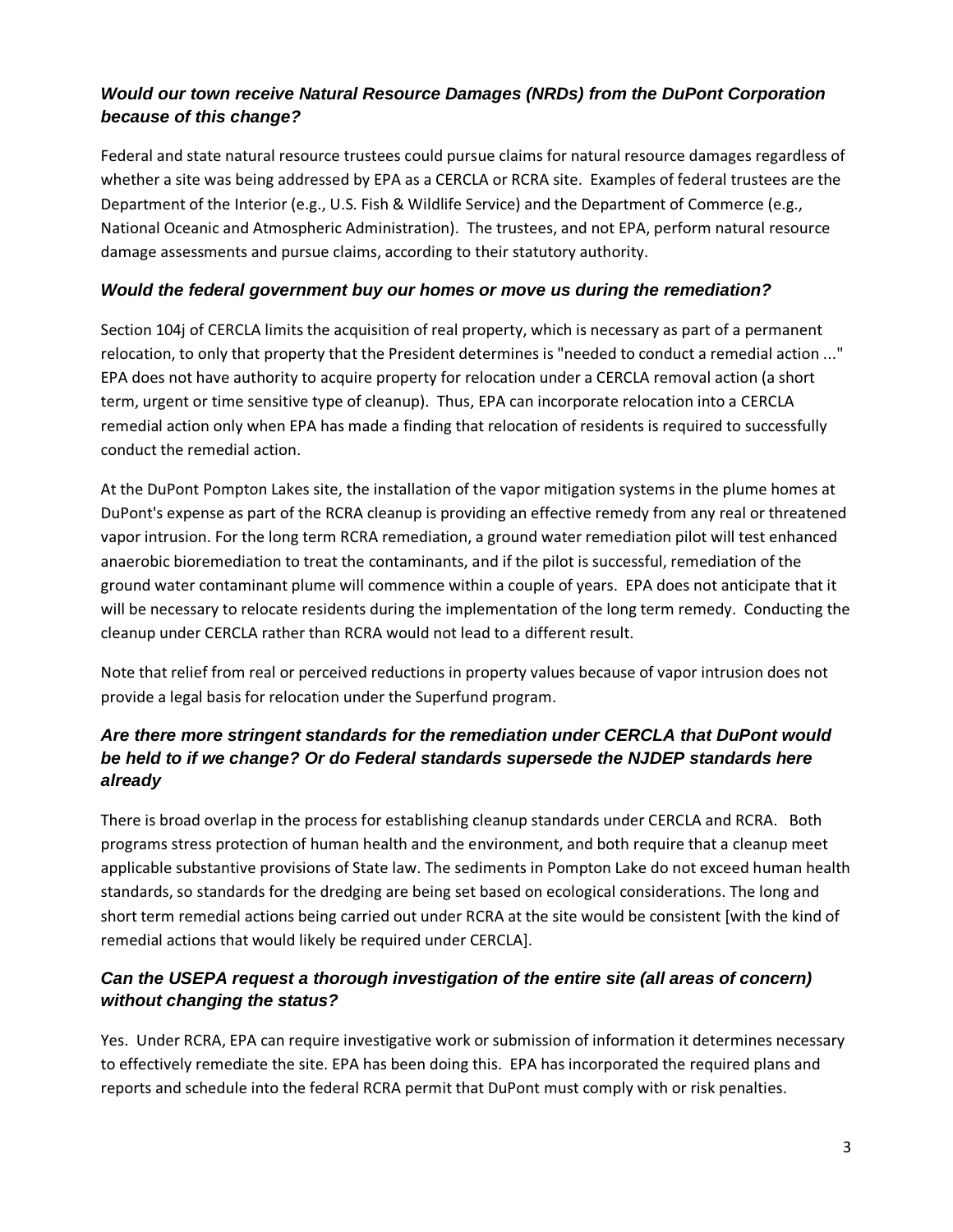### *Would our town receive Natural Resource Damages (NRDs) from the DuPont Corporation because of this change?*

Federal and state natural resource trustees could pursue claims for natural resource damages regardless of whether a site was being addressed by EPA as a CERCLA or RCRA site. Examples of federal trustees are the Department of the Interior (e.g., U.S. Fish & Wildlife Service) and the Department of Commerce (e.g., National Oceanic and Atmospheric Administration). The trustees, and not EPA, perform natural resource damage assessments and pursue claims, according to their statutory authority.

### *Would the federal government buy our homes or move us during the remediation?*

Section 104j of CERCLA limits the acquisition of real property, which is necessary as part of a permanent relocation, to only that property that the President determines is "needed to conduct a remedial action ..." EPA does not have authority to acquire property for relocation under a CERCLA removal action (a short term, urgent or time sensitive type of cleanup). Thus, EPA can incorporate relocation into a CERCLA remedial action only when EPA has made a finding that relocation of residents is required to successfully conduct the remedial action.

At the DuPont Pompton Lakes site, the installation of the vapor mitigation systems in the plume homes at DuPont's expense as part of the RCRA cleanup is providing an effective remedy from any real or threatened vapor intrusion. For the long term RCRA remediation, a ground water remediation pilot will test enhanced anaerobic bioremediation to treat the contaminants, and if the pilot is successful, remediation of the ground water contaminant plume will commence within a couple of years. EPA does not anticipate that it will be necessary to relocate residents during the implementation of the long term remedy. Conducting the cleanup under CERCLA rather than RCRA would not lead to a different result.

Note that relief from real or perceived reductions in property values because of vapor intrusion does not provide a legal basis for relocation under the Superfund program.

### *Are there more stringent standards for the remediation under CERCLA that DuPont would be held to if we change? Or do Federal standards supersede the NJDEP standards here already*

There is broad overlap in the process for establishing cleanup standards under CERCLA and RCRA. Both programs stress protection of human health and the environment, and both require that a cleanup meet applicable substantive provisions of State law. The sediments in Pompton Lake do not exceed human health standards, so standards for the dredging are being set based on ecological considerations. The long and short term remedial actions being carried out under RCRA at the site would be consistent [with the kind of remedial actions that would likely be required under CERCLA].

### *Can the USEPA request a thorough investigation of the entire site (all areas of concern) without changing the status?*

Yes. Under RCRA, EPA can require investigative work or submission of information it determines necessary to effectively remediate the site. EPA has been doing this. EPA has incorporated the required plans and reports and schedule into the federal RCRA permit that DuPont must comply with or risk penalties.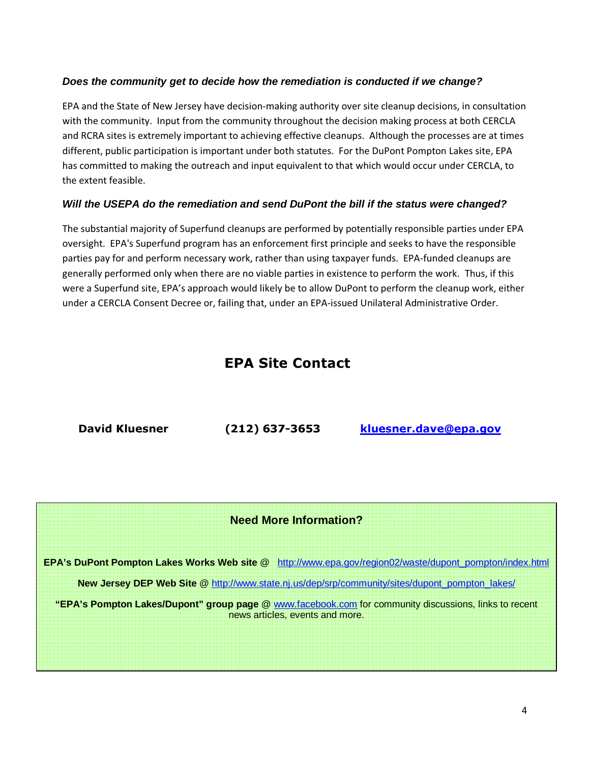### *Does the community get to decide how the remediation is conducted if we change?*

EPA and the State of New Jersey have decision-making authority over site cleanup decisions, in consultation with the community. Input from the community throughout the decision making process at both CERCLA and RCRA sites is extremely important to achieving effective cleanups. Although the processes are at times different, public participation is important under both statutes. For the DuPont Pompton Lakes site, EPA has committed to making the outreach and input equivalent to that which would occur under CERCLA, to the extent feasible.

### *Will the USEPA do the remediation and send DuPont the bill if the status were changed?*

The substantial majority of Superfund cleanups are performed by potentially responsible parties under EPA oversight. EPA's Superfund program has an enforcement first principle and seeks to have the responsible parties pay for and perform necessary work, rather than using taxpayer funds. EPA-funded cleanups are generally performed only when there are no viable parties in existence to perform the work. Thus, if this were a Superfund site, EPA's approach would likely be to allow DuPont to perform the cleanup work, either under a CERCLA Consent Decree or, failing that, under an EPA-issued Unilateral Administrative Order.

## EPA Site Contact

**David Kluesner** **(212) 637-3653** **kluesner.dave@epa.gov**

### Need More Information?

**EPA's DuPont Pompton Lakes Works Web site** @ http://www.epa.gov/region02/waste/dupont_pompton/index.html

**New Jersey DEP Web Site** @ http://www.state.nj.us/dep/srp/community/sites/dupont_pompton_lakes/

**"EPA's Pompton Lakes/Dupont" group page** @ www.facebook.com for community discussions, links to recent news articles, events and more.